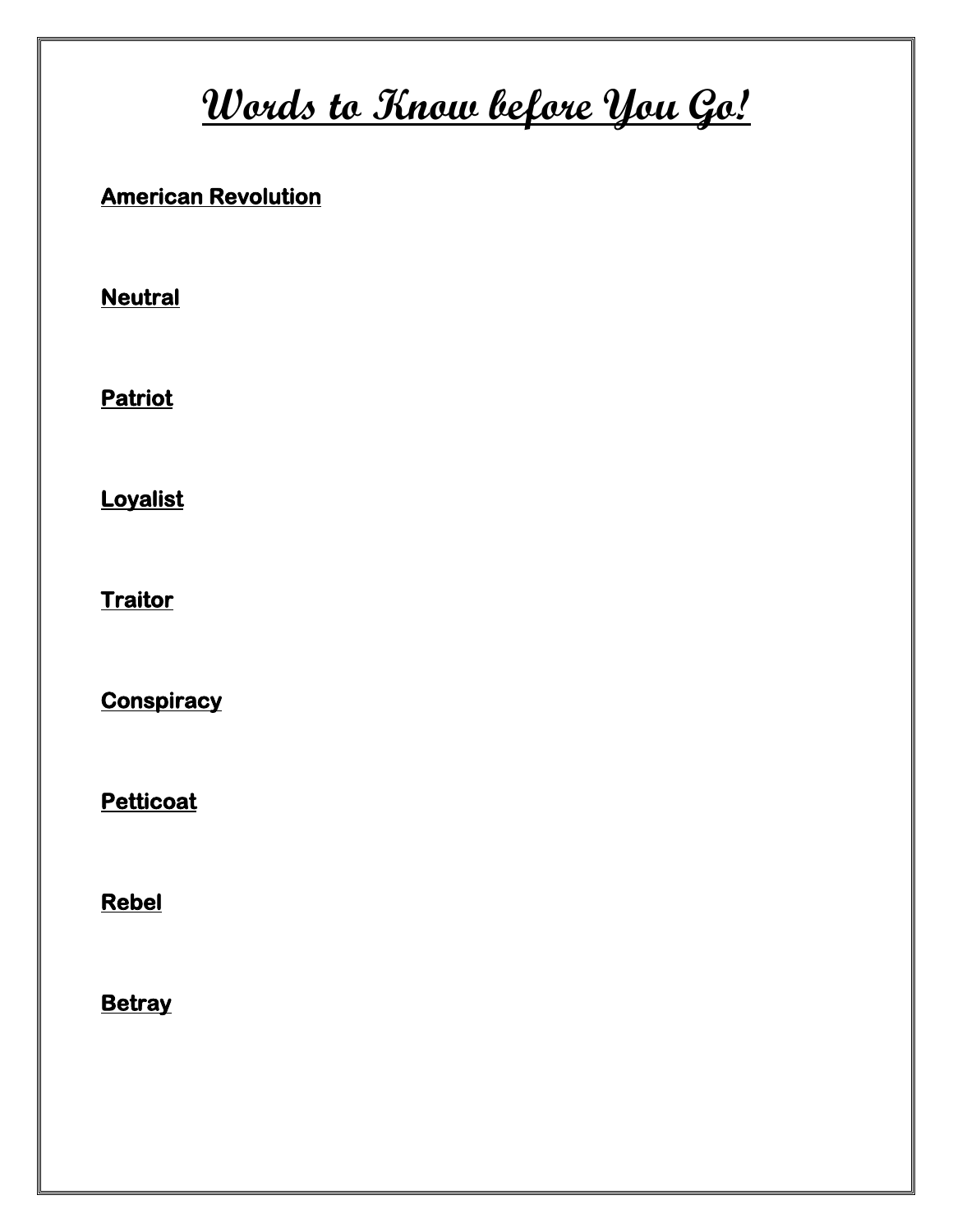# Words to Know before You Go!

**American Revolution**

**Neutral**

**Patriot**

**Loyalist**

**Traitor**

**Conspiracy**

**Petticoat**

**Rebel**

**Betray**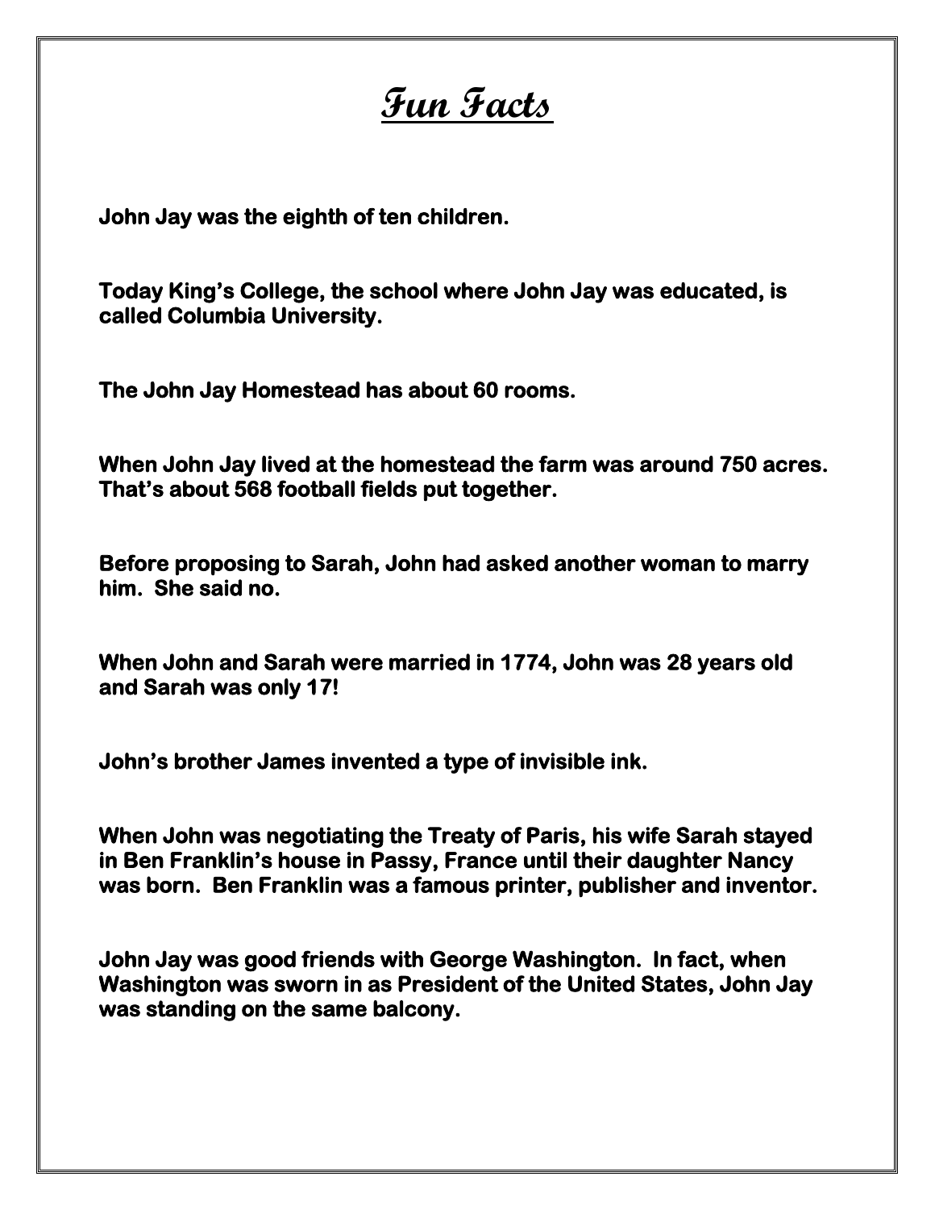# Fun Facts

**John Jay was the eighth of ten children.**

**Today King's College, the school where John Jay was educated, is called Columbia University.**

**The John Jay Homestead has about 60 rooms.**

**When John Jay lived at the homestead the farm was around 750 acres. That's about 568 football fields put together.**

**Before proposing to Sarah, John had asked another woman to marry him. She said no.**

**When John and Sarah were married in 1774, John was 28 years old and Sarah was only 17!**

**John's brother James invented a type of invisible ink.**

**When John was negotiating the Treaty of Paris, his wife Sarah stayed in Ben Franklin's house in Passy, France until their daughter Nancy was born. Ben Franklin was a famous printer, publisher and inventor.**

**John Jay was good friends with George Washington. In fact, when Washington was sworn in as President of the United States, John Jay was standing on the same balcony.**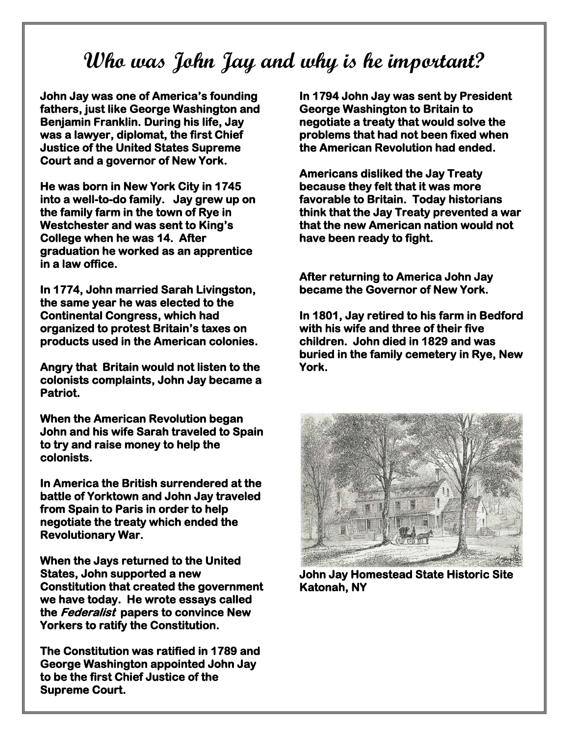# Who was John Jay and why is he important?

**John Jay was one of America's founding fathers, just like George Washington and Benjamin Franklin. During his life, Jay was a lawyer, diplomat, the first Chief Justice of the United States Supreme Court and a governor of New York.**

**He was born in New York City in 1745 into a well-to-do family. Jay grew up on the family farm in the town of Rye in Westchester and was sent to King's College when he was 14. After graduation he worked as an apprentice in a law office.**

**In 1774, John married Sarah Livingston, the same year he was elected to the Continental Congress, which had organized to protest Britain's taxes on products used in the American colonies.**

**Angry that Britain would not listen to the colonists complaints, John Jay became a Patriot.**

**When the American Revolution began John and his wife Sarah traveled to Spain to try and raise money to help the colonists.**

**In America the British surrendered at the battle of Yorktown and John Jay traveled from Spain to Paris in order to help negotiate the treaty which ended the Revolutionary War.**

**When the Jays returned to the United States, John supported a new Constitution that created the government we have today. He wrote essays called the *Federalist* papers to convince New Yorkers to ratify the Constitution.**

**The Constitution was ratified in 1789 and George Washington appointed John Jay to be the first Chief Justice of the Supreme Court.**

**In 1794 John Jay was sent by President George Washington to Britain to negotiate a treaty that would solve the problems that had not been fixed when the American Revolution had ended.**

**Americans disliked the Jay Treaty because they felt that it was more favorable to Britain. Today historians think that the Jay Treaty prevented a war that the new American nation would not have been ready to fight.**

**After returning to America John Jay became the Governor of New York.**

**In 1801, Jay retired to his farm in Bedford with his wife and three of their five children. John died in 1829 and was buried in the family cemetery in Rye, New York.**

**John Jay Homestead State Historic Site Katonah, NY**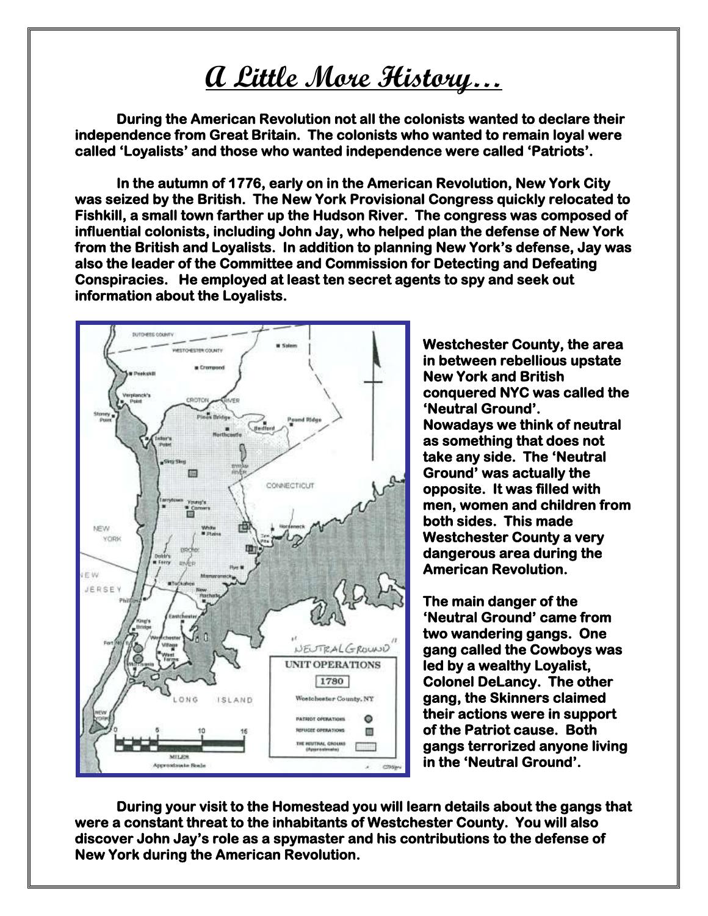# A Little More History…

During the American Revolution not all the colonists wanted to declare their independence from Great Britain. The colonists who wanted to remain loyal were called 'Loyalists' and those who wanted independence were called 'Patriots'.

In the autumn of 1776, early on in the American Revolution, New York City was seized by the British. The New York Provisional Congress quickly relocated to Fishkill, a small town farther up the Hudson River. The congress was composed of influential colonists, including John Jay, who helped plan the defense of New York from the British and Loyalists. In addition to planning New York's defense, Jay was also the leader of the Committee and Commission for Detecting and Defeating Conspiracies. He employed at least ten secret agents to spy and seek out information about the Loyalists.

Westchester County, the area in between rebellious upstate New York and British conquered NYC was called the 'Neutral Ground'. Nowadays we think of neutral as something that does not take any side. The 'Neutral Ground' was actually the opposite. It was filled with men, women and children from both sides. This made Westchester County a very dangerous area during the American Revolution.

The main danger of the 'Neutral Ground' came from two wandering gangs. One gang called the Cowboys was led by a wealthy Loyalist, Colonel DeLancy. The other gang, the Skinners claimed their actions were in support of the Patriot cause. Both gangs terrorized anyone living in the 'Neutral Ground'.

During your visit to the Homestead you will learn details about the gangs that were a constant threat to the inhabitants of Westchester County. You will also discover John Jay's role as a spymaster and his contributions to the defense of New York during the American Revolution.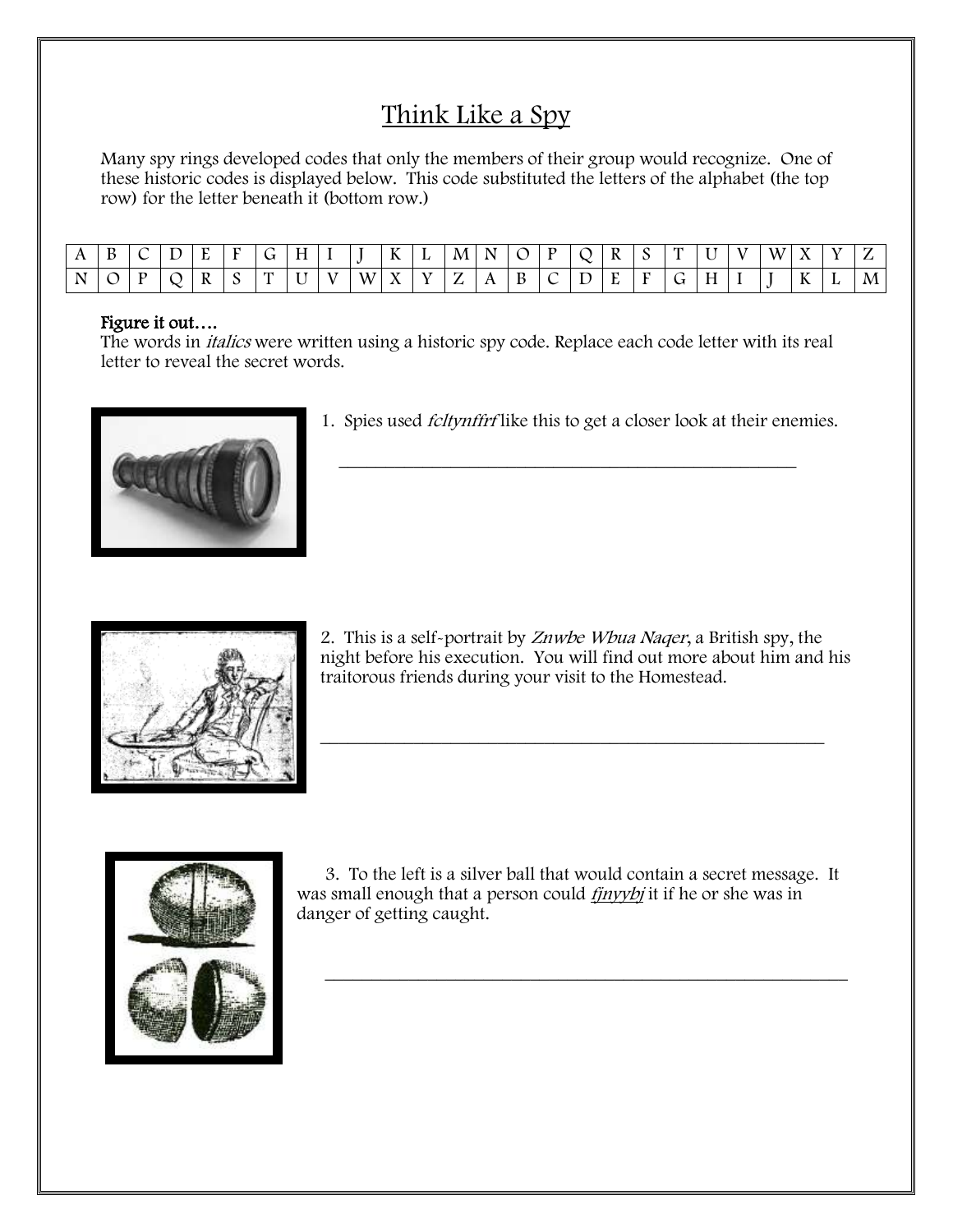# Think Like a Spy

Many spy rings developed codes that only the members of their group would recognize. One of these historic codes is displayed below. This code substituted the letters of the alphabet (the top row) for the letter beneath it (bottom row.)

| | | | | | | | | | | | | | | | | | | | | | | | | | |
|---|---|---|---|---|---|---|---|---|---|---|---|---|---|---|---|---|---|---|---|---|---|---|---|---|---|
| A | B | C | D | E | F | G | H | I | J | K | L | M | N | O | P | Q | R | S | T | U | V | W | X | Y | Z |
| N | O | P | Q | R | S | T | U | V | W | X | Y | Z | A | B | C | D | E | F | G | H | I | J | K | L | M |

**Figure it out….**
The words in *italics* were written using a historic spy code. Replace each code letter with its real letter to reveal the secret words.

1. Spies used *fclTynffrf* like this to get a closer look at their enemies.

_______________________________________________

2. This is a self-portrait by *Znwbe Wbua Naqer*, a British spy, the night before his execution. You will find out more about him and his traitorous friends during your visit to the Homestead.

_______________________________________________

3. To the left is a silver ball that would contain a secret message. It was small enough that a person could *fjnyybj* it if he or she was in danger of getting caught.

_______________________________________________